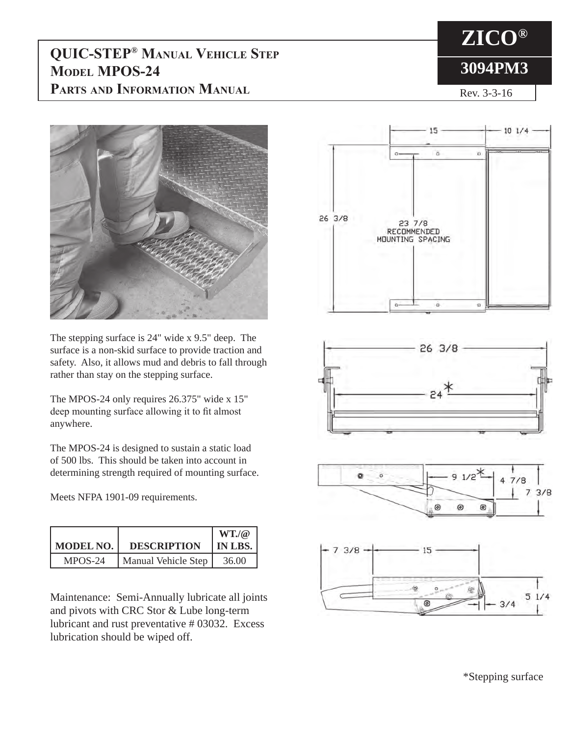# QUIC-STEP® Manual Vehicle Step
# Model MPOS-24
# Parts and Information Manual

**ZICO®**

**3094PM3**

Rev. 3-3-16

The stepping surface is 24" wide x 9.5" deep. The surface is a non-skid surface to provide traction and safety. Also, it allows mud and debris to fall through rather than stay on the stepping surface.

The MPOS-24 only requires 26.375" wide x 15" deep mounting surface allowing it to fit almost anywhere.

The MPOS-24 is designed to sustain a static load of 500 lbs. This should be taken into account in determining strength required of mounting surface.

Meets NFPA 1901-09 requirements.

| MODEL NO. | DESCRIPTION | WT./@ IN LBS. |
|---|---|---|
| MPOS-24 | Manual Vehicle Step | 36.00 |

Maintenance: Semi-Annually lubricate all joints and pivots with CRC Stor & Lube long-term lubricant and rust preventative # 03032. Excess lubrication should be wiped off.

15 — 10 1/4

26 3/8

23 7/8 RECOMMENDED MOUNTING SPACING

26 3/8

24*

9 1/2* — 4 7/8 — 7 3/8

7 3/8 — 15 — 5 1/4 — 3/4

*Stepping surface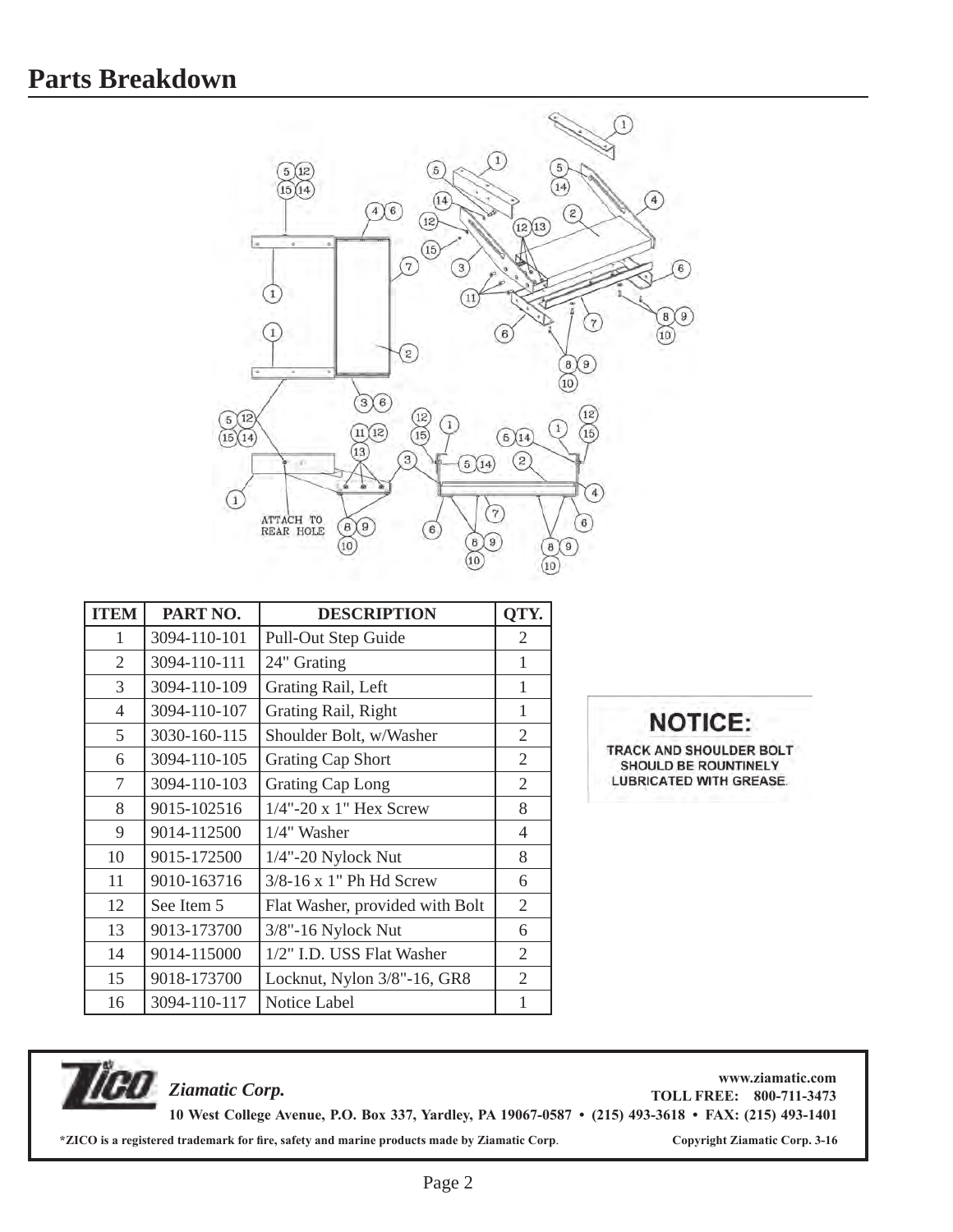# Parts Breakdown

| ITEM | PART NO. | DESCRIPTION | QTY. |
|---|---|---|---|
| 1 | 3094-110-101 | Pull-Out Step Guide | 2 |
| 2 | 3094-110-111 | 24" Grating | 1 |
| 3 | 3094-110-109 | Grating Rail, Left | 1 |
| 4 | 3094-110-107 | Grating Rail, Right | 1 |
| 5 | 3030-160-115 | Shoulder Bolt, w/Washer | 2 |
| 6 | 3094-110-105 | Grating Cap Short | 2 |
| 7 | 3094-110-103 | Grating Cap Long | 2 |
| 8 | 9015-102516 | 1/4"-20 x 1" Hex Screw | 8 |
| 9 | 9014-112500 | 1/4" Washer | 4 |
| 10 | 9015-172500 | 1/4"-20 Nylock Nut | 8 |
| 11 | 9010-163716 | 3/8-16 x 1" Ph Hd Screw | 6 |
| 12 | See Item 5 | Flat Washer, provided with Bolt | 2 |
| 13 | 9013-173700 | 3/8"-16 Nylock Nut | 6 |
| 14 | 9014-115000 | 1/2" I.D. USS Flat Washer | 2 |
| 15 | 9018-173700 | Locknut, Nylon 3/8"-16, GR8 | 2 |
| 16 | 3094-110-117 | Notice Label | 1 |

**NOTICE:**
TRACK AND SHOULDER BOLT SHOULD BE ROUNTINELY LUBRICATED WITH GREASE.

*Ziamatic Corp.*

**www.ziamatic.com**
**TOLL FREE: 800-711-3473**
**10 West College Avenue, P.O. Box 337, Yardley, PA 19067-0587 • (215) 493-3618 • FAX: (215) 493-1401**

**\*ZICO is a registered trademark for fire, safety and marine products made by Ziamatic Corp.** **Copyright Ziamatic Corp. 3-16**